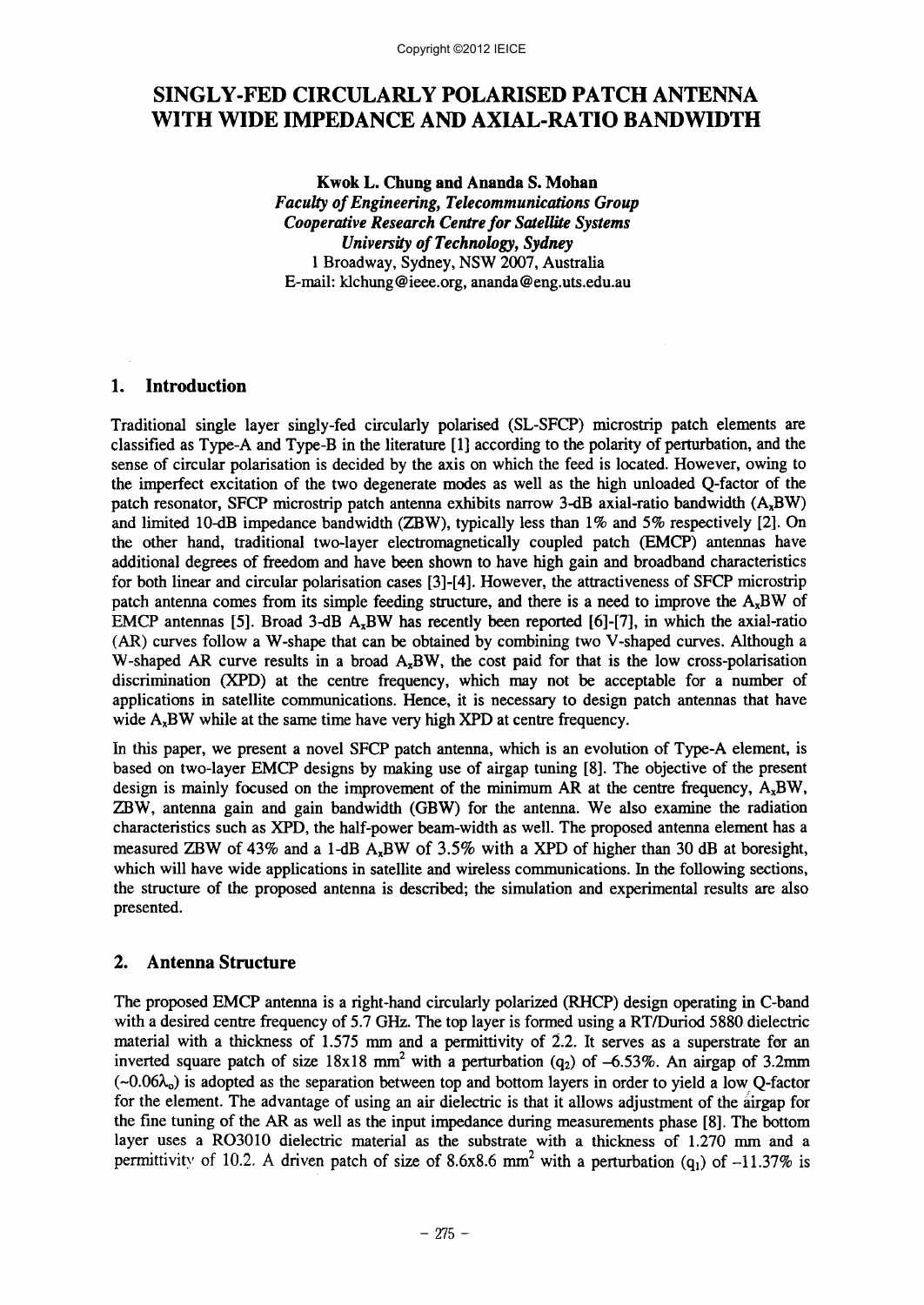Copyright ©2012 IEICE

# SINGLY-FED CIRCULARLY POLARISED PATCH ANTENNA WITH WIDE IMPEDANCE AND AXIAL-RATIO BANDWIDTH

**Kwok L. Chung and Ananda S. Mohan**
*Faculty of Engineering, Telecommunications Group*
*Cooperative Research Centre for Satellite Systems*
*University of Technology, Sydney*
1 Broadway, Sydney, NSW 2007, Australia
E-mail: klchung@ieee.org, ananda@eng.uts.edu.au

## 1. Introduction

Traditional single layer singly-fed circularly polarised (SL-SFCP) microstrip patch elements are classified as Type-A and Type-B in the literature [1] according to the polarity of perturbation, and the sense of circular polarisation is decided by the axis on which the feed is located. However, owing to the imperfect excitation of the two degenerate modes as well as the high unloaded Q-factor of the patch resonator, SFCP microstrip patch antenna exhibits narrow 3-dB axial-ratio bandwidth ($A_xBW$) and limited 10-dB impedance bandwidth (ZBW), typically less than 1% and 5% respectively [2]. On the other hand, traditional two-layer electromagnetically coupled patch (EMCP) antennas have additional degrees of freedom and have been shown to have high gain and broadband characteristics for both linear and circular polarisation cases [3]-[4]. However, the attractiveness of SFCP microstrip patch antenna comes from its simple feeding structure, and there is a need to improve the $A_xBW$ of EMCP antennas [5]. Broad 3-dB $A_xBW$ has recently been reported [6]-[7], in which the axial-ratio (AR) curves follow a W-shape that can be obtained by combining two V-shaped curves. Although a W-shaped AR curve results in a broad $A_xBW$, the cost paid for that is the low cross-polarisation discrimination (XPD) at the centre frequency, which may not be acceptable for a number of applications in satellite communications. Hence, it is necessary to design patch antennas that have wide $A_xBW$ while at the same time have very high XPD at centre frequency.

In this paper, we present a novel SFCP patch antenna, which is an evolution of Type-A element, is based on two-layer EMCP designs by making use of airgap tuning [8]. The objective of the present design is mainly focused on the improvement of the minimum AR at the centre frequency, $A_xBW$, ZBW, antenna gain and gain bandwidth (GBW) for the antenna. We also examine the radiation characteristics such as XPD, the half-power beam-width as well. The proposed antenna element has a measured ZBW of 43% and a 1-dB $A_xBW$ of 3.5% with a XPD of higher than 30 dB at boresight, which will have wide applications in satellite and wireless communications. In the following sections, the structure of the proposed antenna is described; the simulation and experimental results are also presented.

## 2. Antenna Structure

The proposed EMCP antenna is a right-hand circularly polarized (RHCP) design operating in C-band with a desired centre frequency of 5.7 GHz. The top layer is formed using a RT/Duriod 5880 dielectric material with a thickness of 1.575 mm and a permittivity of 2.2. It serves as a superstrate for an inverted square patch of size 18x18 $\text{mm}^2$ with a perturbation ($q_2$) of –6.53%. An airgap of 3.2mm ($\sim 0.06\lambda_o$) is adopted as the separation between top and bottom layers in order to yield a low Q-factor for the element. The advantage of using an air dielectric is that it allows adjustment of the airgap for the fine tuning of the AR as well as the input impedance during measurements phase [8]. The bottom layer uses a RO3010 dielectric material as the substrate with a thickness of 1.270 mm and a permittivity of 10.2. A driven patch of size of 8.6x8.6 $\text{mm}^2$ with a perturbation ($q_1$) of –11.37% is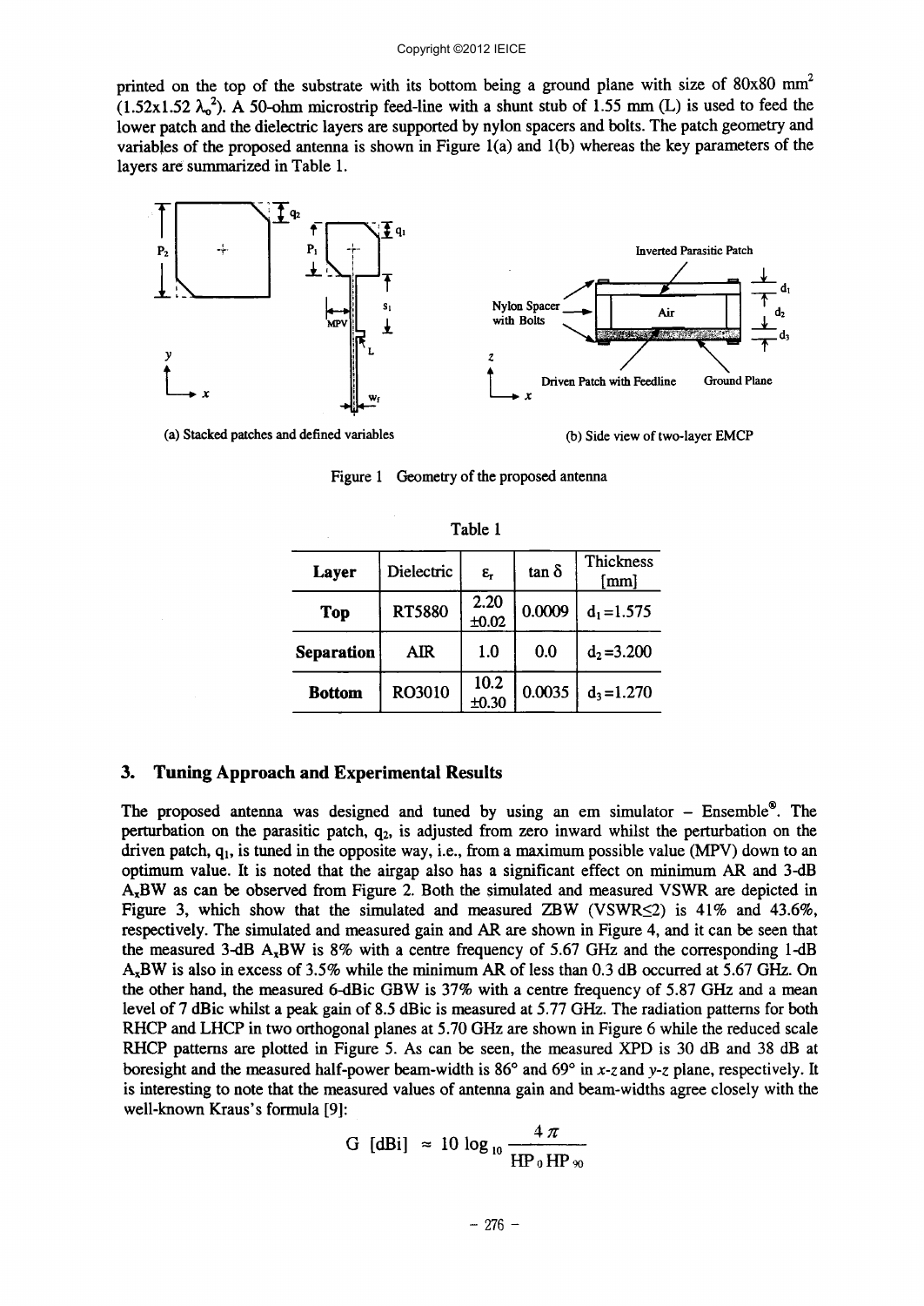printed on the top of the substrate with its bottom being a ground plane with size of 80x80 mm$^2$ (1.52x1.52 $\lambda_o^2$). A 50-ohm microstrip feed-line with a shunt stub of 1.55 mm (L) is used to feed the lower patch and the dielectric layers are supported by nylon spacers and bolts. The patch geometry and variables of the proposed antenna is shown in Figure 1(a) and 1(b) whereas the key parameters of the layers are summarized in Table 1.

(a) Stacked patches and defined variables

(b) Side view of two-layer EMCP

Figure 1 Geometry of the proposed antenna

Table 1

| Layer | Dielectric | $\varepsilon_r$ | tan $\delta$ | Thickness [mm] |
|---|---|---|---|---|
| **Top** | RT5880 | 2.20 ±0.02 | 0.0009 | $d_1$ =1.575 |
| **Separation** | AIR | 1.0 | 0.0 | $d_2$ =3.200 |
| **Bottom** | RO3010 | 10.2 ±0.30 | 0.0035 | $d_3$ =1.270 |

## 3. Tuning Approach and Experimental Results

The proposed antenna was designed and tuned by using an em simulator – Ensemble®. The perturbation on the parasitic patch, $q_2$, is adjusted from zero inward whilst the perturbation on the driven patch, $q_1$, is tuned in the opposite way, i.e., from a maximum possible value (MPV) down to an optimum value. It is noted that the airgap also has a significant effect on minimum AR and 3-dB $A_xBW$ as can be observed from Figure 2. Both the simulated and measured VSWR are depicted in Figure 3, which show that the simulated and measured ZBW (VSWR≤2) is 41% and 43.6%, respectively. The simulated and measured gain and AR are shown in Figure 4, and it can be seen that the measured 3-dB $A_xBW$ is 8% with a centre frequency of 5.67 GHz and the corresponding 1-dB $A_xBW$ is also in excess of 3.5% while the minimum AR of less than 0.3 dB occurred at 5.67 GHz. On the other hand, the measured 6-dBic GBW is 37% with a centre frequency of 5.87 GHz and a mean level of 7 dBic whilst a peak gain of 8.5 dBic is measured at 5.77 GHz. The radiation patterns for both RHCP and LHCP in two orthogonal planes at 5.70 GHz are shown in Figure 6 while the reduced scale RHCP patterns are plotted in Figure 5. As can be seen, the measured XPD is 30 dB and 38 dB at boresight and the measured half-power beam-width is 86° and 69° in *x-z* and *y-z* plane, respectively. It is interesting to note that the measured values of antenna gain and beam-widths agree closely with the well-known Kraus's formula [9]:

$$G\ [\text{dBi}] \approx 10 \log_{10} \frac{4\pi}{HP_0\, HP_{90}}$$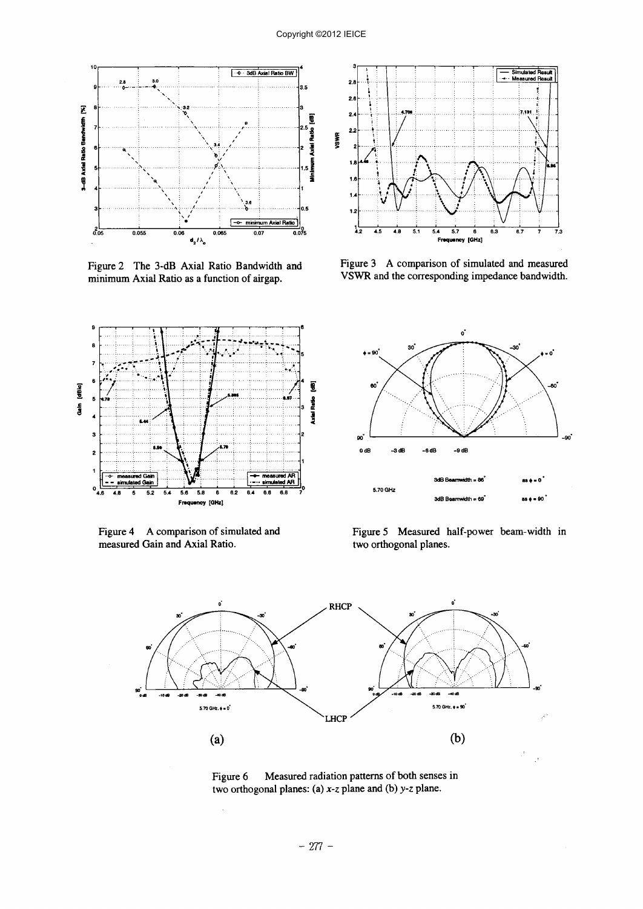Figure 2 The 3-dB Axial Ratio Bandwidth and minimum Axial Ratio as a function of airgap.

Figure 3 A comparison of simulated and measured VSWR and the corresponding impedance bandwidth.

Figure 4 A comparison of simulated and measured Gain and Axial Ratio.

Figure 5 Measured half-power beam-width in two orthogonal planes.

Figure 6 Measured radiation patterns of both senses in two orthogonal planes: (a) *x-z* plane and (b) *y-z* plane.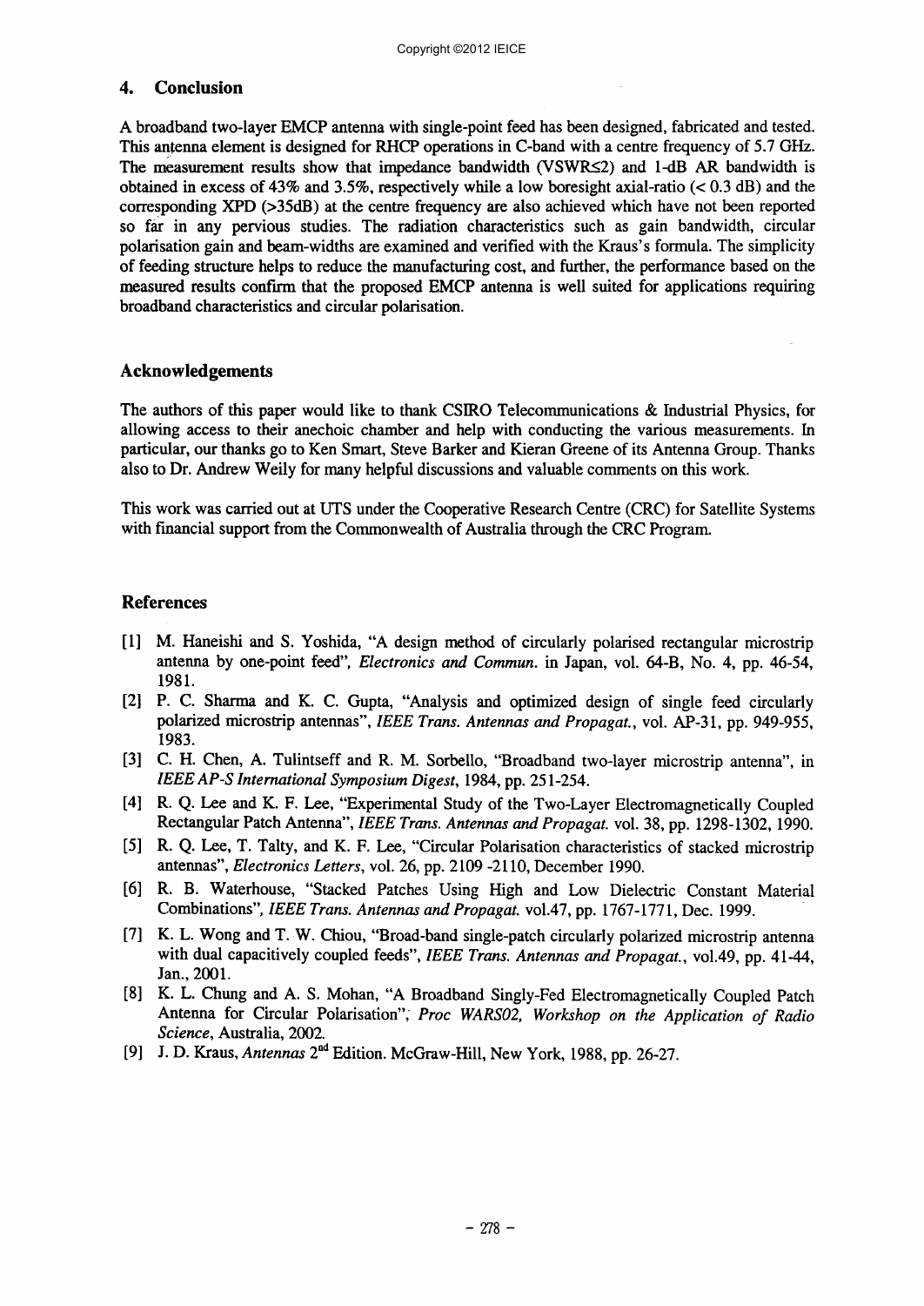## 4. Conclusion

A broadband two-layer EMCP antenna with single-point feed has been designed, fabricated and tested. This antenna element is designed for RHCP operations in C-band with a centre frequency of 5.7 GHz. The measurement results show that impedance bandwidth (VSWR≤2) and 1-dB AR bandwidth is obtained in excess of 43% and 3.5%, respectively while a low boresight axial-ratio (< 0.3 dB) and the corresponding XPD (>35dB) at the centre frequency are also achieved which have not been reported so far in any pervious studies. The radiation characteristics such as gain bandwidth, circular polarisation gain and beam-widths are examined and verified with the Kraus's formula. The simplicity of feeding structure helps to reduce the manufacturing cost, and further, the performance based on the measured results confirm that the proposed EMCP antenna is well suited for applications requiring broadband characteristics and circular polarisation.

## Acknowledgements

The authors of this paper would like to thank CSIRO Telecommunications & Industrial Physics, for allowing access to their anechoic chamber and help with conducting the various measurements. In particular, our thanks go to Ken Smart, Steve Barker and Kieran Greene of its Antenna Group. Thanks also to Dr. Andrew Weily for many helpful discussions and valuable comments on this work.

This work was carried out at UTS under the Cooperative Research Centre (CRC) for Satellite Systems with financial support from the Commonwealth of Australia through the CRC Program.

## References

[1] M. Haneishi and S. Yoshida, "A design method of circularly polarised rectangular microstrip antenna by one-point feed", *Electronics and Commun.* in Japan, vol. 64-B, No. 4, pp. 46-54, 1981.

[2] P. C. Sharma and K. C. Gupta, "Analysis and optimized design of single feed circularly polarized microstrip antennas", *IEEE Trans. Antennas and Propagat.*, vol. AP-31, pp. 949-955, 1983.

[3] C. H. Chen, A. Tulintseff and R. M. Sorbello, "Broadband two-layer microstrip antenna", in *IEEE AP-S International Symposium Digest*, 1984, pp. 251-254.

[4] R. Q. Lee and K. F. Lee, "Experimental Study of the Two-Layer Electromagnetically Coupled Rectangular Patch Antenna", *IEEE Trans. Antennas and Propagat.* vol. 38, pp. 1298-1302, 1990.

[5] R. Q. Lee, T. Talty, and K. F. Lee, "Circular Polarisation characteristics of stacked microstrip antennas", *Electronics Letters*, vol. 26, pp. 2109 -2110, December 1990.

[6] R. B. Waterhouse, "Stacked Patches Using High and Low Dielectric Constant Material Combinations", *IEEE Trans. Antennas and Propagat.* vol.47, pp. 1767-1771, Dec. 1999.

[7] K. L. Wong and T. W. Chiou, "Broad-band single-patch circularly polarized microstrip antenna with dual capacitively coupled feeds", *IEEE Trans. Antennas and Propagat.*, vol.49, pp. 41-44, Jan., 2001.

[8] K. L. Chung and A. S. Mohan, "A Broadband Singly-Fed Electromagnetically Coupled Patch Antenna for Circular Polarisation"; *Proc WARS02, Workshop on the Application of Radio Science*, Australia, 2002.

[9] J. D. Kraus, *Antennas* 2nd Edition. McGraw-Hill, New York, 1988, pp. 26-27.